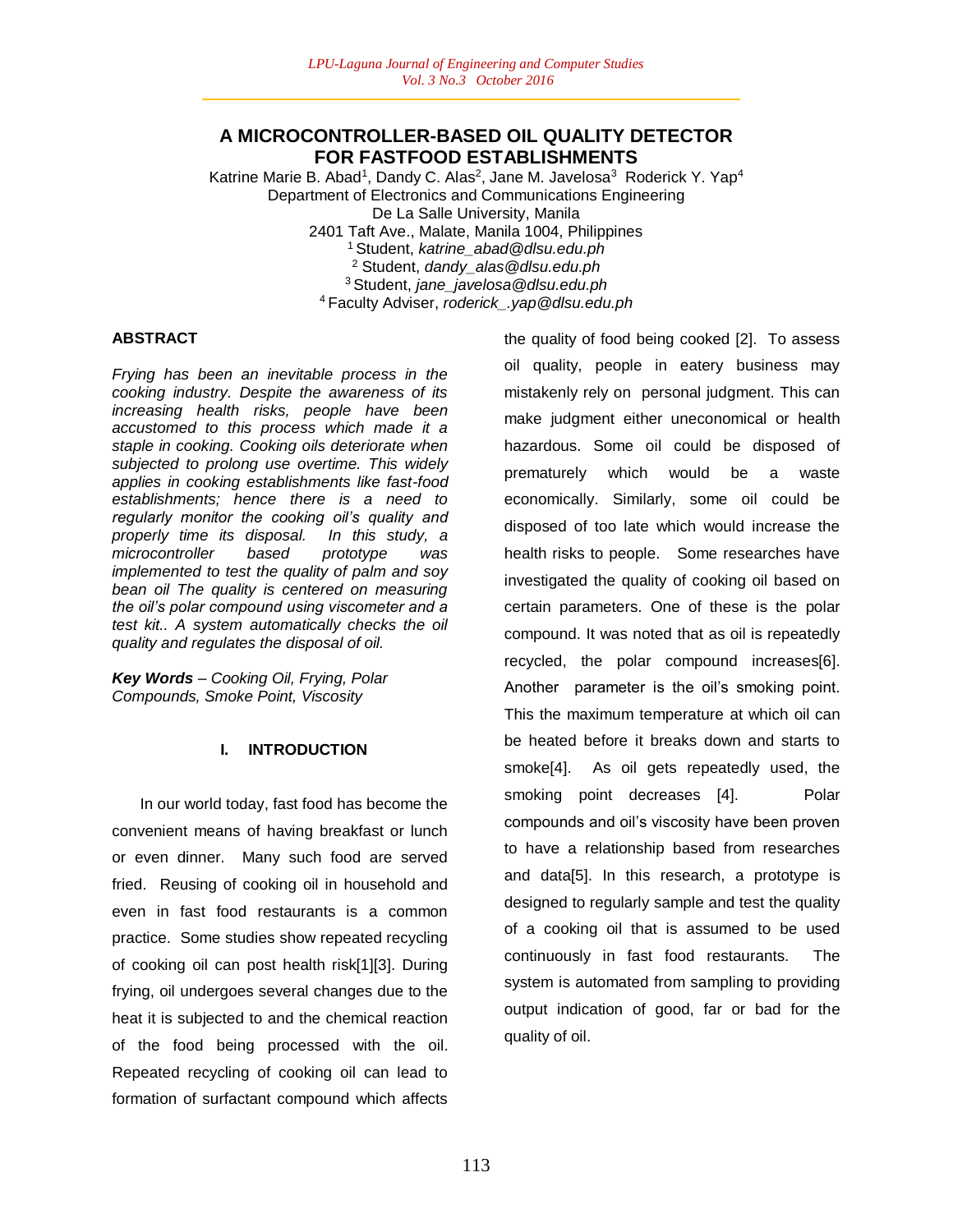# A MICROCONTROLLER-BASED OIL QUALITY DETECTOR FOR FASTFOOD ESTABLISHMENTS

Katrine Marie B. Abad[1], Dandy C. Alas[2], Jane M. Javelosa[3] Roderick Y. Yap[4]
Department of Electronics and Communications Engineering
De La Salle University, Manila
2401 Taft Ave., Malate, Manila 1004, Philippines
[1] Student, *katrine_abad@dlsu.edu.ph*
[2] Student, *dandy_alas@dlsu.edu.ph*
[3] Student, *jane_javelosa@dlsu.edu.ph*
[4] Faculty Adviser, *roderick_.yap@dlsu.edu.ph*

## ABSTRACT

*Frying has been an inevitable process in the cooking industry. Despite the awareness of its increasing health risks, people have been accustomed to this process which made it a staple in cooking. Cooking oils deteriorate when subjected to prolong use overtime. This widely applies in cooking establishments like fast-food establishments; hence there is a need to regularly monitor the cooking oil's quality and properly time its disposal. In this study, a microcontroller based prototype was implemented to test the quality of palm and soy bean oil The quality is centered on measuring the oil's polar compound using viscometer and a test kit.. A system automatically checks the oil quality and regulates the disposal of oil.*

***Key Words** – Cooking Oil, Frying, Polar Compounds, Smoke Point, Viscosity*

## I. INTRODUCTION

In our world today, fast food has become the convenient means of having breakfast or lunch or even dinner. Many such food are served fried. Reusing of cooking oil in household and even in fast food restaurants is a common practice. Some studies show repeated recycling of cooking oil can post health risk[1][3]. During frying, oil undergoes several changes due to the heat it is subjected to and the chemical reaction of the food being processed with the oil. Repeated recycling of cooking oil can lead to formation of surfactant compound which affects the quality of food being cooked [2]. To assess oil quality, people in eatery business may mistakenly rely on personal judgment. This can make judgment either uneconomical or health hazardous. Some oil could be disposed of prematurely which would be a waste economically. Similarly, some oil could be disposed of too late which would increase the health risks to people. Some researches have investigated the quality of cooking oil based on certain parameters. One of these is the polar compound. It was noted that as oil is repeatedly recycled, the polar compound increases[6]. Another parameter is the oil's smoking point. This the maximum temperature at which oil can be heated before it breaks down and starts to smoke[4]. As oil gets repeatedly used, the smoking point decreases [4]. Polar compounds and oil's viscosity have been proven to have a relationship based from researches and data[5]. In this research, a prototype is designed to regularly sample and test the quality of a cooking oil that is assumed to be used continuously in fast food restaurants. The system is automated from sampling to providing output indication of good, far or bad for the quality of oil.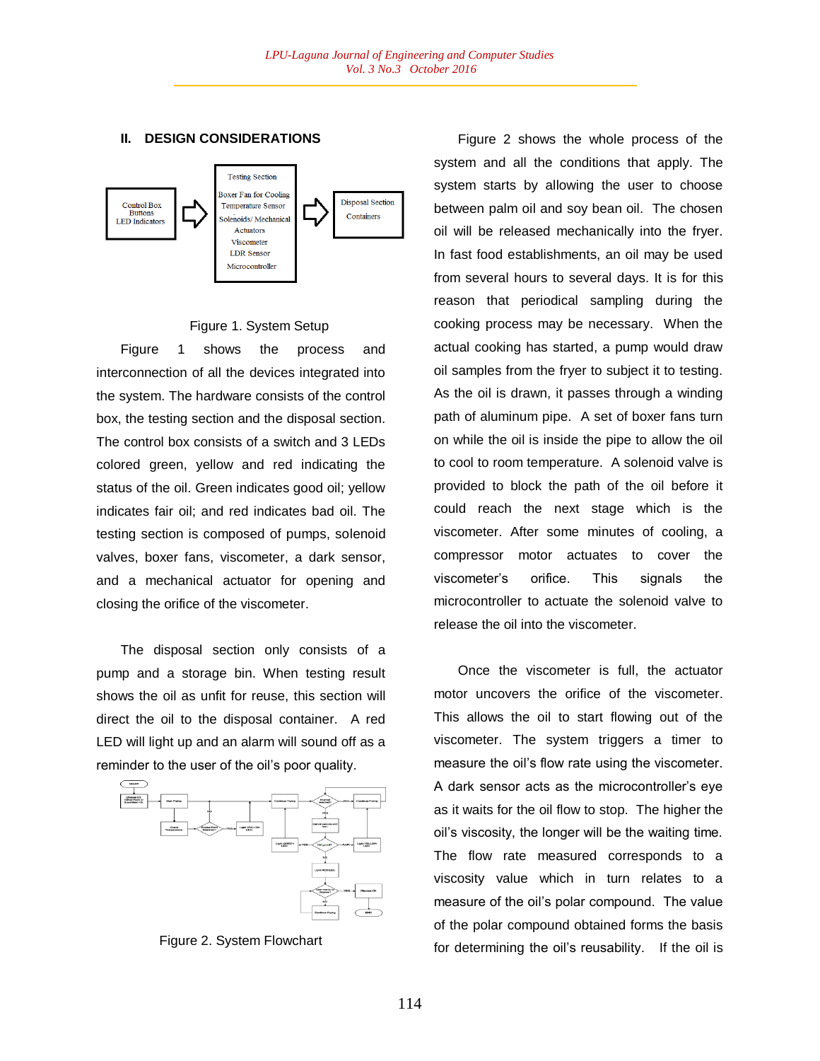## II. DESIGN CONSIDERATIONS

Control Box Buttons LED Indicators → Testing Section: Boxer Fan for Cooling, Temperature Sensor, Solenoids/ Mechanical Actuators, Viscometer, LDR Sensor, Microcontroller → Disposal Section: Containers

Figure 1. System Setup

Figure 1 shows the process and interconnection of all the devices integrated into the system. The hardware consists of the control box, the testing section and the disposal section. The control box consists of a switch and 3 LEDs colored green, yellow and red indicating the status of the oil. Green indicates good oil; yellow indicates fair oil; and red indicates bad oil. The testing section is composed of pumps, solenoid valves, boxer fans, viscometer, a dark sensor, and a mechanical actuator for opening and closing the orifice of the viscometer.

The disposal section only consists of a pump and a storage bin. When testing result shows the oil as unfit for reuse, this section will direct the oil to the disposal container. A red LED will light up and an alarm will sound off as a reminder to the user of the oil's poor quality.

Figure 2. System Flowchart

Figure 2 shows the whole process of the system and all the conditions that apply. The system starts by allowing the user to choose between palm oil and soy bean oil. The chosen oil will be released mechanically into the fryer. In fast food establishments, an oil may be used from several hours to several days. It is for this reason that periodical sampling during the cooking process may be necessary. When the actual cooking has started, a pump would draw oil samples from the fryer to subject it to testing. As the oil is drawn, it passes through a winding path of aluminum pipe. A set of boxer fans turn on while the oil is inside the pipe to allow the oil to cool to room temperature. A solenoid valve is provided to block the path of the oil before it could reach the next stage which is the viscometer. After some minutes of cooling, a compressor motor actuates to cover the viscometer's orifice. This signals the microcontroller to actuate the solenoid valve to release the oil into the viscometer.

Once the viscometer is full, the actuator motor uncovers the orifice of the viscometer. This allows the oil to start flowing out of the viscometer. The system triggers a timer to measure the oil's flow rate using the viscometer. A dark sensor acts as the microcontroller's eye as it waits for the oil flow to stop. The higher the oil's viscosity, the longer will be the waiting time. The flow rate measured corresponds to a viscosity value which in turn relates to a measure of the oil's polar compound. The value of the polar compound obtained forms the basis for determining the oil's reusability. If the oil is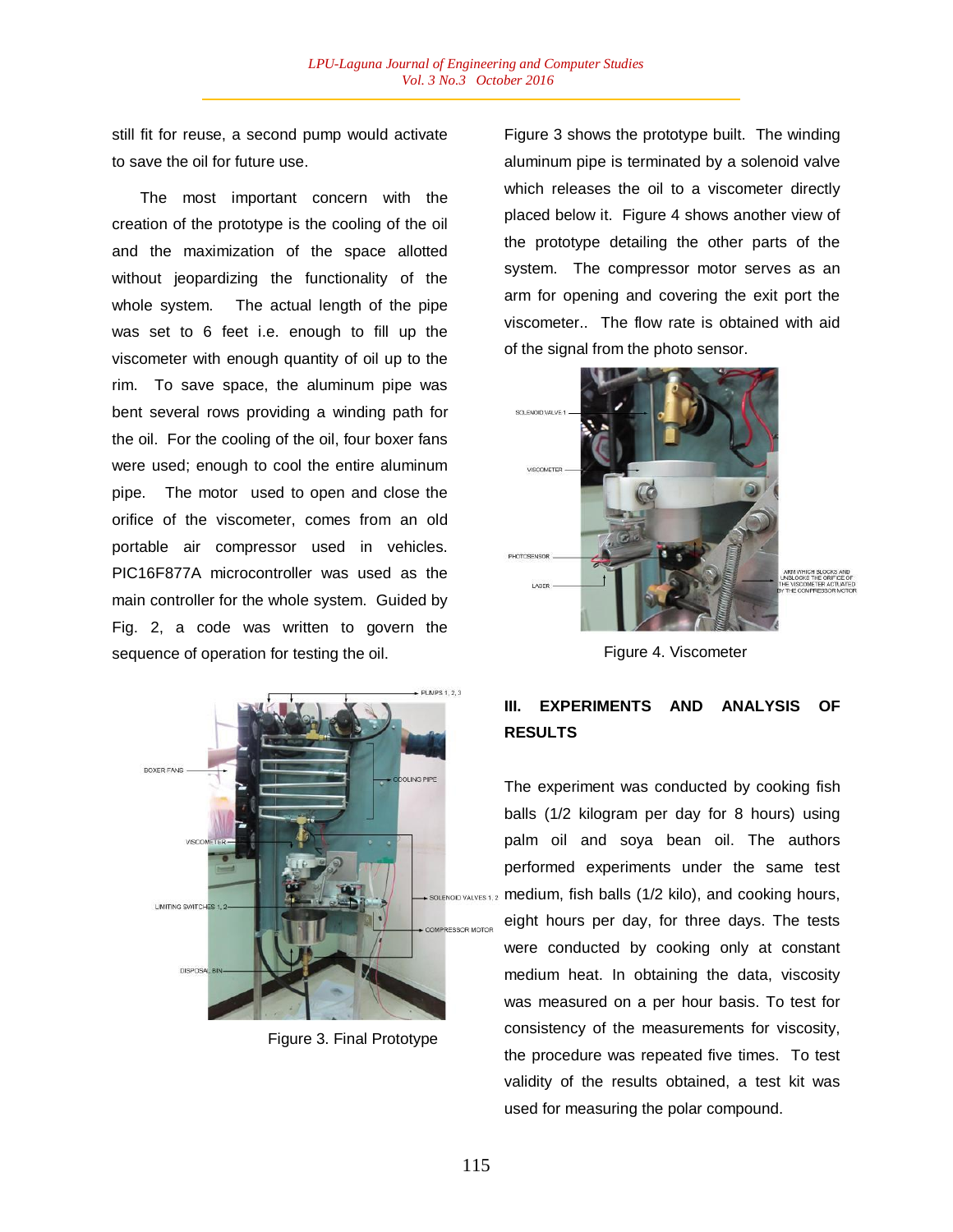still fit for reuse, a second pump would activate to save the oil for future use.

The most important concern with the creation of the prototype is the cooling of the oil and the maximization of the space allotted without jeopardizing the functionality of the whole system. The actual length of the pipe was set to 6 feet i.e. enough to fill up the viscometer with enough quantity of oil up to the rim. To save space, the aluminum pipe was bent several rows providing a winding path for the oil. For the cooling of the oil, four boxer fans were used; enough to cool the entire aluminum pipe. The motor used to open and close the orifice of the viscometer, comes from an old portable air compressor used in vehicles. PIC16F877A microcontroller was used as the main controller for the whole system. Guided by Fig. 2, a code was written to govern the sequence of operation for testing the oil.

Figure 3. Final Prototype

Figure 3 shows the prototype built. The winding aluminum pipe is terminated by a solenoid valve which releases the oil to a viscometer directly placed below it. Figure 4 shows another view of the prototype detailing the other parts of the system. The compressor motor serves as an arm for opening and covering the exit port the viscometer.. The flow rate is obtained with aid of the signal from the photo sensor.

Figure 4. Viscometer

## III. EXPERIMENTS AND ANALYSIS OF RESULTS

The experiment was conducted by cooking fish balls (1/2 kilogram per day for 8 hours) using palm oil and soya bean oil. The authors performed experiments under the same test medium, fish balls (1/2 kilo), and cooking hours, eight hours per day, for three days. The tests were conducted by cooking only at constant medium heat. In obtaining the data, viscosity was measured on a per hour basis. To test for consistency of the measurements for viscosity, the procedure was repeated five times. To test validity of the results obtained, a test kit was used for measuring the polar compound.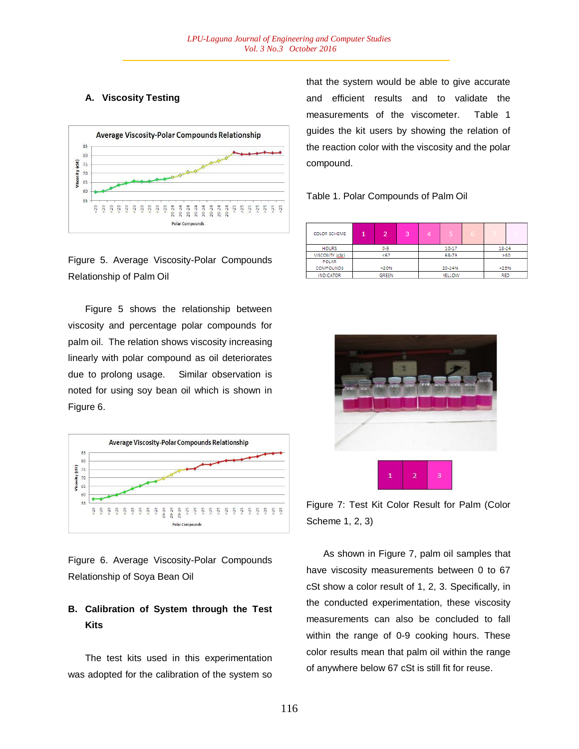### A. Viscosity Testing

Figure 5. Average Viscosity-Polar Compounds Relationship of Palm Oil

Figure 5 shows the relationship between viscosity and percentage polar compounds for palm oil. The relation shows viscosity increasing linearly with polar compound as oil deteriorates due to prolong usage. Similar observation is noted for using soy bean oil which is shown in Figure 6.

Figure 6. Average Viscosity-Polar Compounds Relationship of Soya Bean Oil

### B. Calibration of System through the Test Kits

The test kits used in this experimentation was adopted for the calibration of the system so that the system would be able to give accurate and efficient results and to validate the measurements of the viscometer. Table 1 guides the kit users by showing the relation of the reaction color with the viscosity and the polar compound.

Table 1. Polar Compounds of Palm Oil

| COLOR SCHEME | 1 | 2 | 3 | 4 | 5 | 6 | 7 | 8 |
|---|---|---|---|---|---|---|---|---|
| HOURS | 0-9 | | | 10-17 | | | 18-24 | |
| VISCOSITY (cSt) | <67 | | | 68-79 | | | >80 | |
| POLAR COMPOUNDS | <20% | | | 20-24% | | | >25% | |
| INDICATOR | GREEN | | | YELLOW | | | RED | |

Figure 7: Test Kit Color Result for Palm (Color Scheme 1, 2, 3)

As shown in Figure 7, palm oil samples that have viscosity measurements between 0 to 67 cSt show a color result of 1, 2, 3. Specifically, in the conducted experimentation, these viscosity measurements can also be concluded to fall within the range of 0-9 cooking hours. These color results mean that palm oil within the range of anywhere below 67 cSt is still fit for reuse.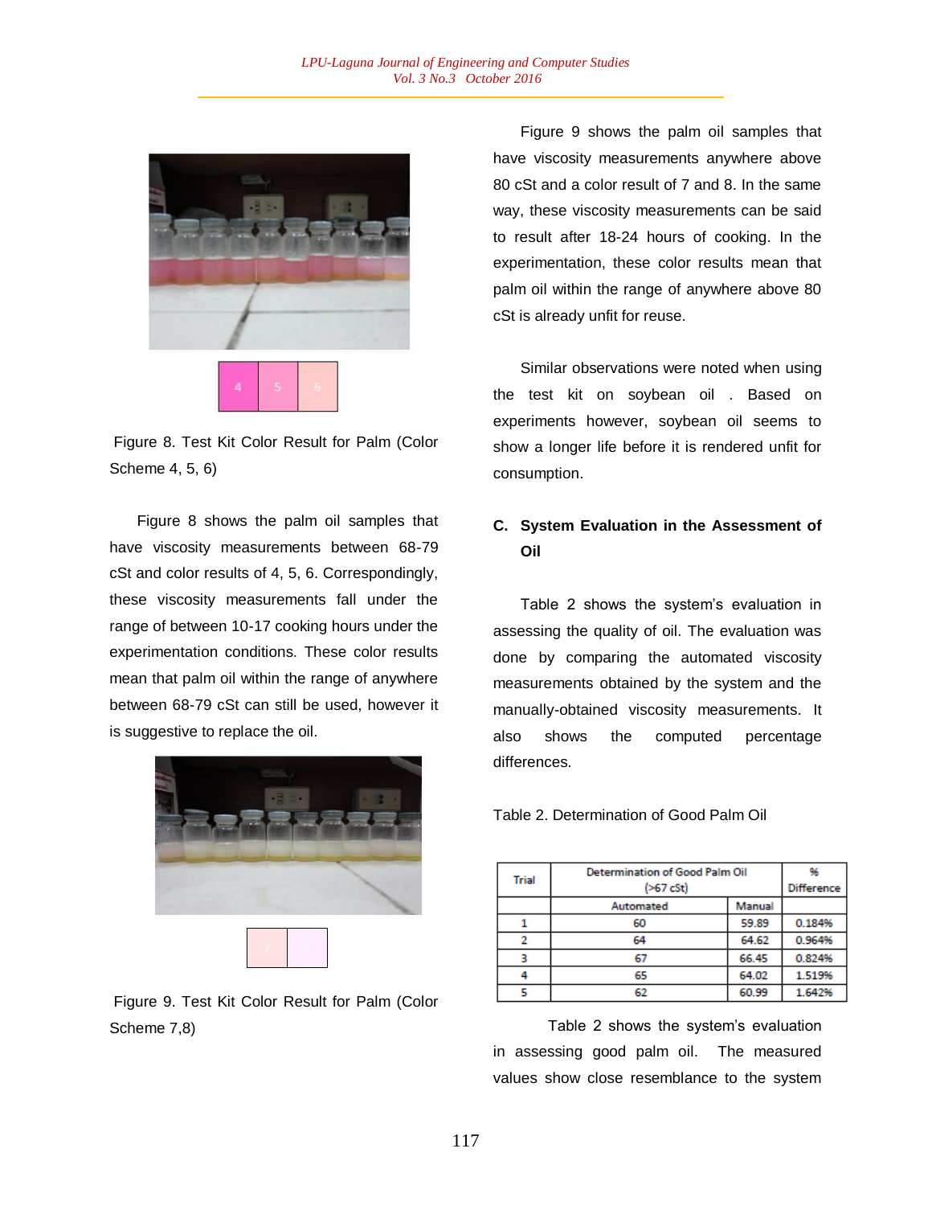Figure 8. Test Kit Color Result for Palm (Color Scheme 4, 5, 6)

Figure 8 shows the palm oil samples that have viscosity measurements between 68-79 cSt and color results of 4, 5, 6. Correspondingly, these viscosity measurements fall under the range of between 10-17 cooking hours under the experimentation conditions. These color results mean that palm oil within the range of anywhere between 68-79 cSt can still be used, however it is suggestive to replace the oil.

Figure 9. Test Kit Color Result for Palm (Color Scheme 7,8)

Figure 9 shows the palm oil samples that have viscosity measurements anywhere above 80 cSt and a color result of 7 and 8. In the same way, these viscosity measurements can be said to result after 18-24 hours of cooking. In the experimentation, these color results mean that palm oil within the range of anywhere above 80 cSt is already unfit for reuse.

Similar observations were noted when using the test kit on soybean oil . Based on experiments however, soybean oil seems to show a longer life before it is rendered unfit for consumption.

### C. System Evaluation in the Assessment of Oil

Table 2 shows the system's evaluation in assessing the quality of oil. The evaluation was done by comparing the automated viscosity measurements obtained by the system and the manually-obtained viscosity measurements. It also shows the computed percentage differences.

Table 2. Determination of Good Palm Oil

| Trial | Determination of Good Palm Oil (>67 cSt) | | % Difference |
|---|---|---|---|
| | Automated | Manual | |
| 1 | 60 | 59.89 | 0.184% |
| 2 | 64 | 64.62 | 0.964% |
| 3 | 67 | 66.45 | 0.824% |
| 4 | 65 | 64.02 | 1.519% |
| 5 | 62 | 60.99 | 1.642% |

Table 2 shows the system's evaluation in assessing good palm oil. The measured values show close resemblance to the system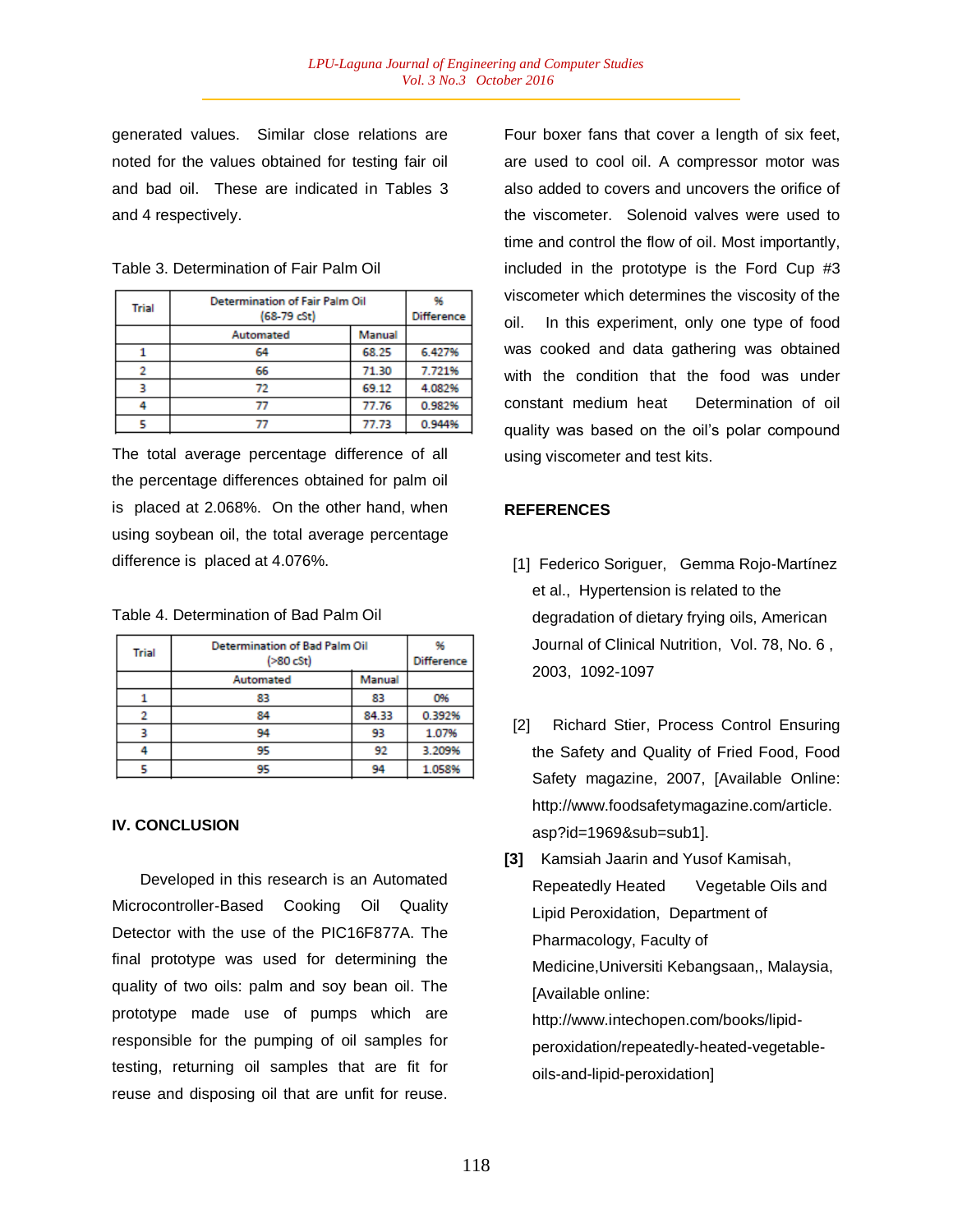generated values. Similar close relations are noted for the values obtained for testing fair oil and bad oil. These are indicated in Tables 3 and 4 respectively.

Table 3. Determination of Fair Palm Oil

| Trial | Determination of Fair Palm Oil (68-79 cSt) | | % Difference |
|---|---|---|---|
| | Automated | Manual | |
| 1 | 64 | 68.25 | 6.427% |
| 2 | 66 | 71.30 | 7.721% |
| 3 | 72 | 69.12 | 4.082% |
| 4 | 77 | 77.76 | 0.982% |
| 5 | 77 | 77.73 | 0.944% |

The total average percentage difference of all the percentage differences obtained for palm oil is placed at 2.068%. On the other hand, when using soybean oil, the total average percentage difference is placed at 4.076%.

Table 4. Determination of Bad Palm Oil

| Trial | Determination of Bad Palm Oil (>80 cSt) | | % Difference |
|---|---|---|---|
| | Automated | Manual | |
| 1 | 83 | 83 | 0% |
| 2 | 84 | 84.33 | 0.392% |
| 3 | 94 | 93 | 1.07% |
| 4 | 95 | 92 | 3.209% |
| 5 | 95 | 94 | 1.058% |

## IV. CONCLUSION

Developed in this research is an Automated Microcontroller-Based Cooking Oil Quality Detector with the use of the PIC16F877A. The final prototype was used for determining the quality of two oils: palm and soy bean oil. The prototype made use of pumps which are responsible for the pumping of oil samples for testing, returning oil samples that are fit for reuse and disposing oil that are unfit for reuse. Four boxer fans that cover a length of six feet, are used to cool oil. A compressor motor was also added to covers and uncovers the orifice of the viscometer. Solenoid valves were used to time and control the flow of oil. Most importantly, included in the prototype is the Ford Cup #3 viscometer which determines the viscosity of the oil. In this experiment, only one type of food was cooked and data gathering was obtained with the condition that the food was under constant medium heat Determination of oil quality was based on the oil's polar compound using viscometer and test kits.

## REFERENCES

[1] Federico Soriguer, Gemma Rojo-Martínez et al., Hypertension is related to the degradation of dietary frying oils, American Journal of Clinical Nutrition, Vol. 78, No. 6 , 2003, 1092-1097

[2] Richard Stier, Process Control Ensuring the Safety and Quality of Fried Food, Food Safety magazine, 2007, [Available Online: http://www.foodsafetymagazine.com/article.asp?id=1969&sub=sub1].

**[3]** Kamsiah Jaarin and Yusof Kamisah, Repeatedly Heated Vegetable Oils and Lipid Peroxidation, Department of Pharmacology, Faculty of Medicine,Universiti Kebangsaan,, Malaysia, [Available online: http://www.intechopen.com/books/lipid-peroxidation/repeatedly-heated-vegetable-oils-and-lipid-peroxidation]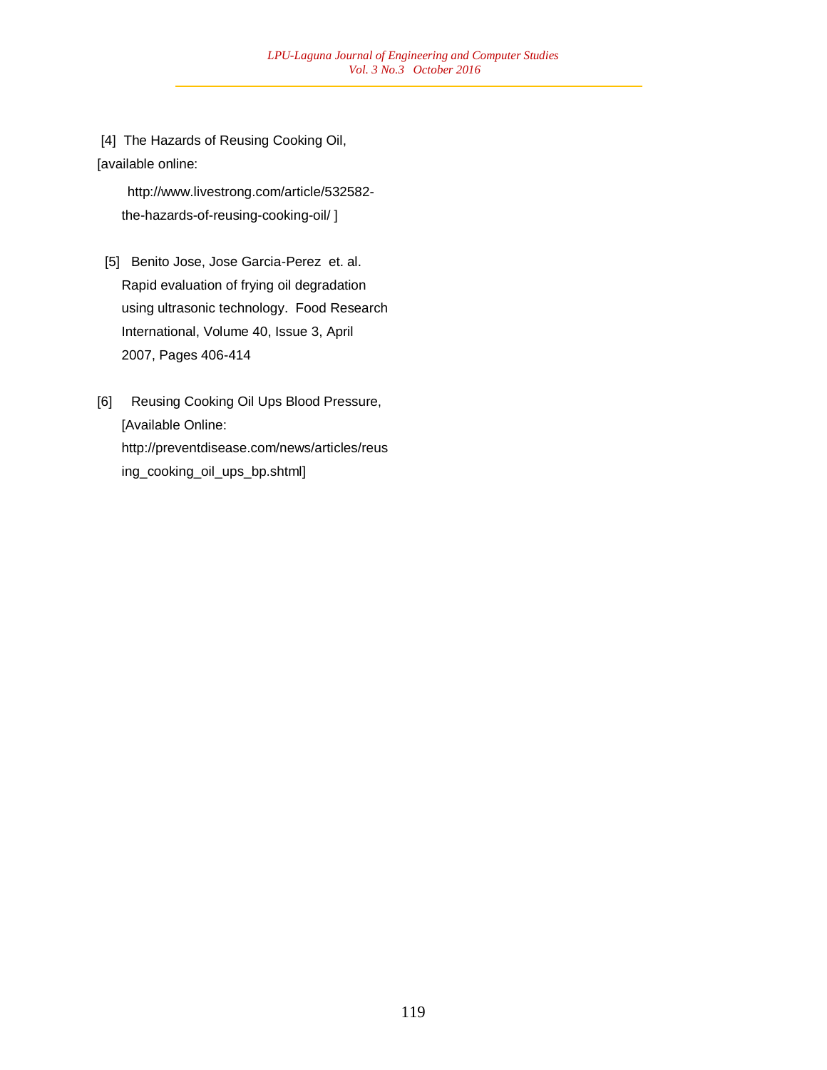[4] The Hazards of Reusing Cooking Oil, [available online: http://www.livestrong.com/article/532582-the-hazards-of-reusing-cooking-oil/ ]

[5] Benito Jose, Jose Garcia-Perez et. al. Rapid evaluation of frying oil degradation using ultrasonic technology. Food Research International, Volume 40, Issue 3, April 2007, Pages 406-414

[6] Reusing Cooking Oil Ups Blood Pressure, [Available Online: http://preventdisease.com/news/articles/reusing_cooking_oil_ups_bp.shtml]